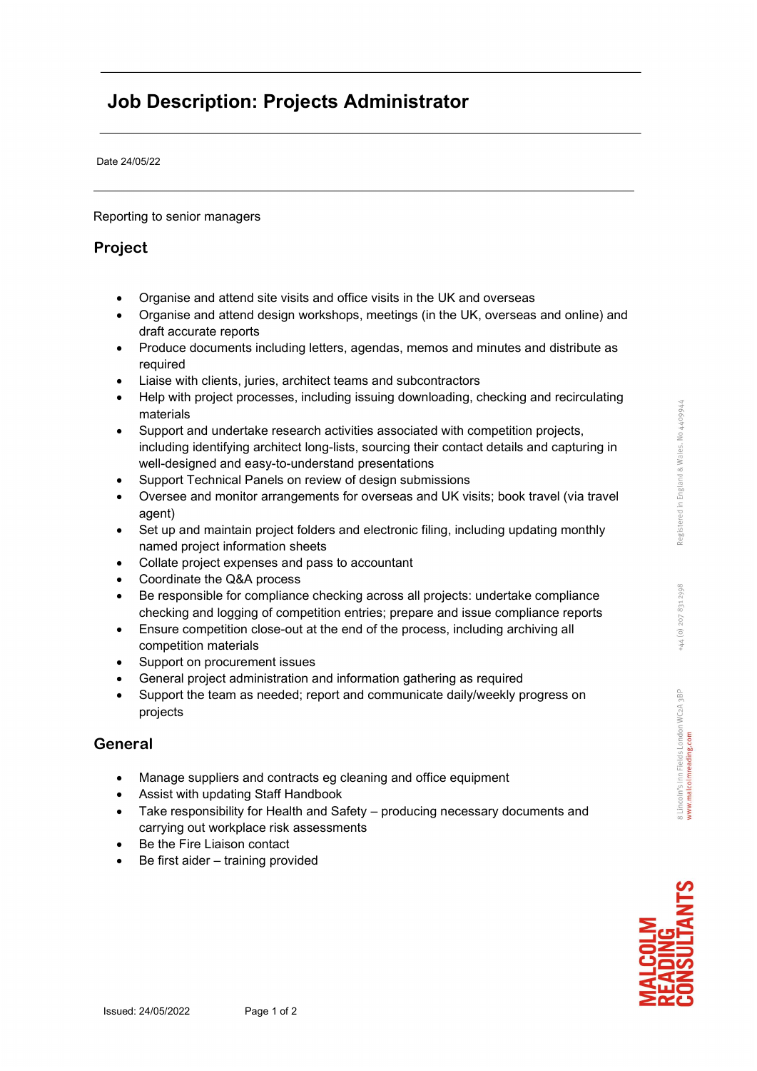# Job Description: Projects Administrator

Date 24/05/22

Reporting to senior managers

## Project

- Organise and attend site visits and office visits in the UK and overseas
- Organise and attend design workshops, meetings (in the UK, overseas and online) and draft accurate reports
- Produce documents including letters, agendas, memos and minutes and distribute as required
- Liaise with clients, juries, architect teams and subcontractors
- Help with project processes, including issuing downloading, checking and recirculating materials
- Support and undertake research activities associated with competition projects, including identifying architect long-lists, sourcing their contact details and capturing in well-designed and easy-to-understand presentations
- Support Technical Panels on review of design submissions
- Oversee and monitor arrangements for overseas and UK visits; book travel (via travel agent)
- Set up and maintain project folders and electronic filing, including updating monthly named project information sheets
- Collate project expenses and pass to accountant
- Coordinate the Q&A process
- Be responsible for compliance checking across all projects: undertake compliance checking and logging of competition entries; prepare and issue compliance reports
- Ensure competition close-out at the end of the process, including archiving all competition materials
- Support on procurement issues
- General project administration and information gathering as required
- Support the team as needed; report and communicate daily/weekly progress on projects

## General

- Manage suppliers and contracts eg cleaning and office equipment
- Assist with updating Staff Handbook
- Take responsibility for Health and Safety – producing necessary documents and carrying out workplace risk assessments
- Be the Fire Liaison contact
- Be first aider – training provided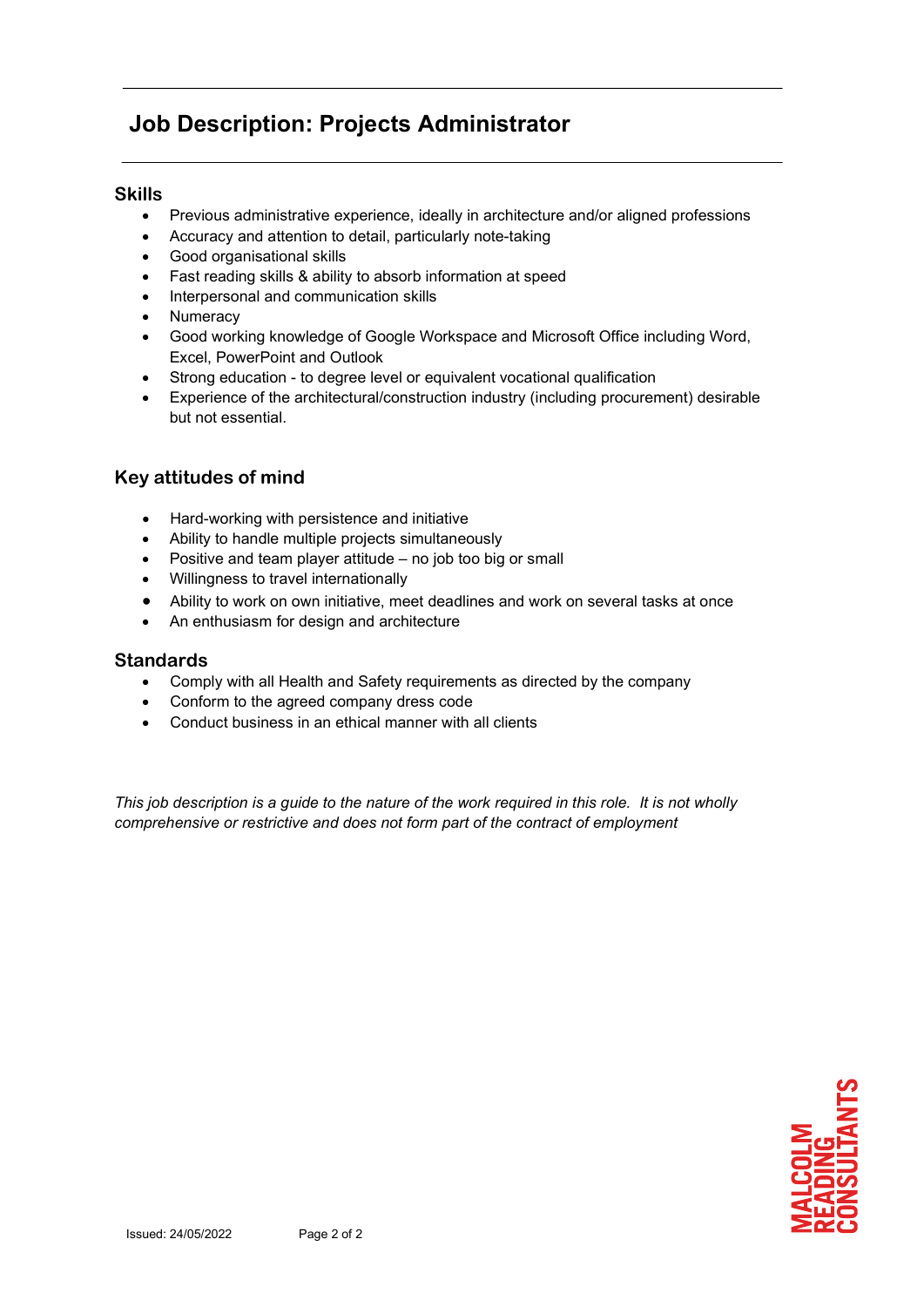# Job Description: Projects Administrator

## Skills

- Previous administrative experience, ideally in architecture and/or aligned professions
- Accuracy and attention to detail, particularly note-taking
- Good organisational skills
- Fast reading skills & ability to absorb information at speed
- Interpersonal and communication skills
- Numeracy
- Good working knowledge of Google Workspace and Microsoft Office including Word, Excel, PowerPoint and Outlook
- Strong education - to degree level or equivalent vocational qualification
- Experience of the architectural/construction industry (including procurement) desirable but not essential.

## Key attitudes of mind

- Hard-working with persistence and initiative
- Ability to handle multiple projects simultaneously
- Positive and team player attitude – no job too big or small
- Willingness to travel internationally
- Ability to work on own initiative, meet deadlines and work on several tasks at once
- An enthusiasm for design and architecture

## Standards

- Comply with all Health and Safety requirements as directed by the company
- Conform to the agreed company dress code
- Conduct business in an ethical manner with all clients

*This job description is a guide to the nature of the work required in this role. It is not wholly comprehensive or restrictive and does not form part of the contract of employment*

Issued: 24/05/2022

MALCOLM READING CONSULTANTS